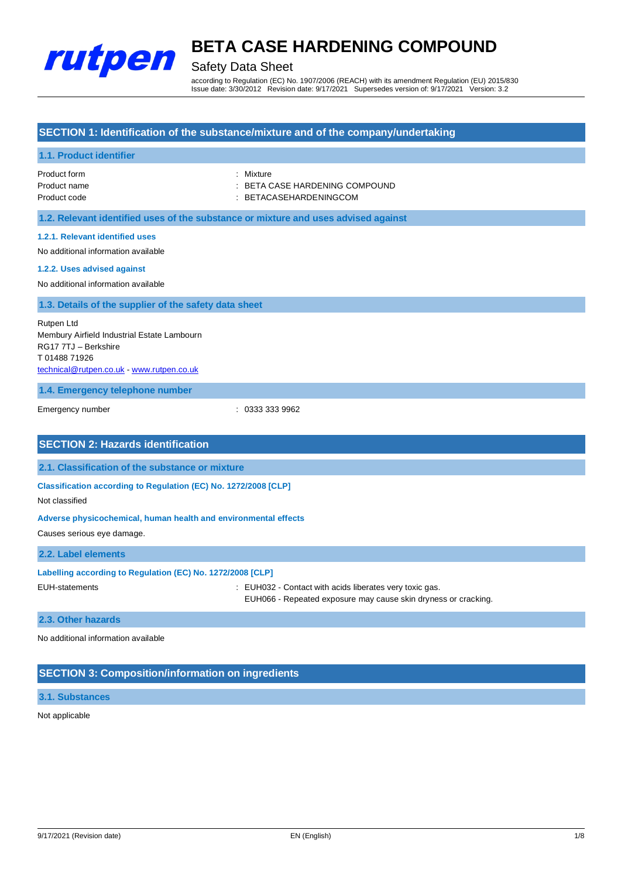# BETA CASE HARDENING COMPOUND

## Safety Data Sheet

according to Regulation (EC) No. 1907/2006 (REACH) with its amendment Regulation (EU) 2015/830
Issue date: 3/30/2012 Revision date: 9/17/2021 Supersedes version of: 9/17/2021 Version: 3.2

## SECTION 1: Identification of the substance/mixture and of the company/undertaking

### 1.1. Product identifier

Product form : Mixture
Product name : BETA CASE HARDENING COMPOUND
Product code : BETACASEHARDENINGCOM

### 1.2. Relevant identified uses of the substance or mixture and uses advised against

#### 1.2.1. Relevant identified uses

No additional information available

#### 1.2.2. Uses advised against

No additional information available

### 1.3. Details of the supplier of the safety data sheet

Rutpen Ltd
Membury Airfield Industrial Estate Lambourn
RG17 7TJ – Berkshire
T 01488 71926
technical@rutpen.co.uk - www.rutpen.co.uk

### 1.4. Emergency telephone number

Emergency number : 0333 333 9962

## SECTION 2: Hazards identification

### 2.1. Classification of the substance or mixture

#### Classification according to Regulation (EC) No. 1272/2008 [CLP]

Not classified

#### Adverse physicochemical, human health and environmental effects

Causes serious eye damage.

### 2.2. Label elements

#### Labelling according to Regulation (EC) No. 1272/2008 [CLP]

EUH-statements : EUH032 - Contact with acids liberates very toxic gas.
EUH066 - Repeated exposure may cause skin dryness or cracking.

### 2.3. Other hazards

No additional information available

## SECTION 3: Composition/information on ingredients

### 3.1. Substances

Not applicable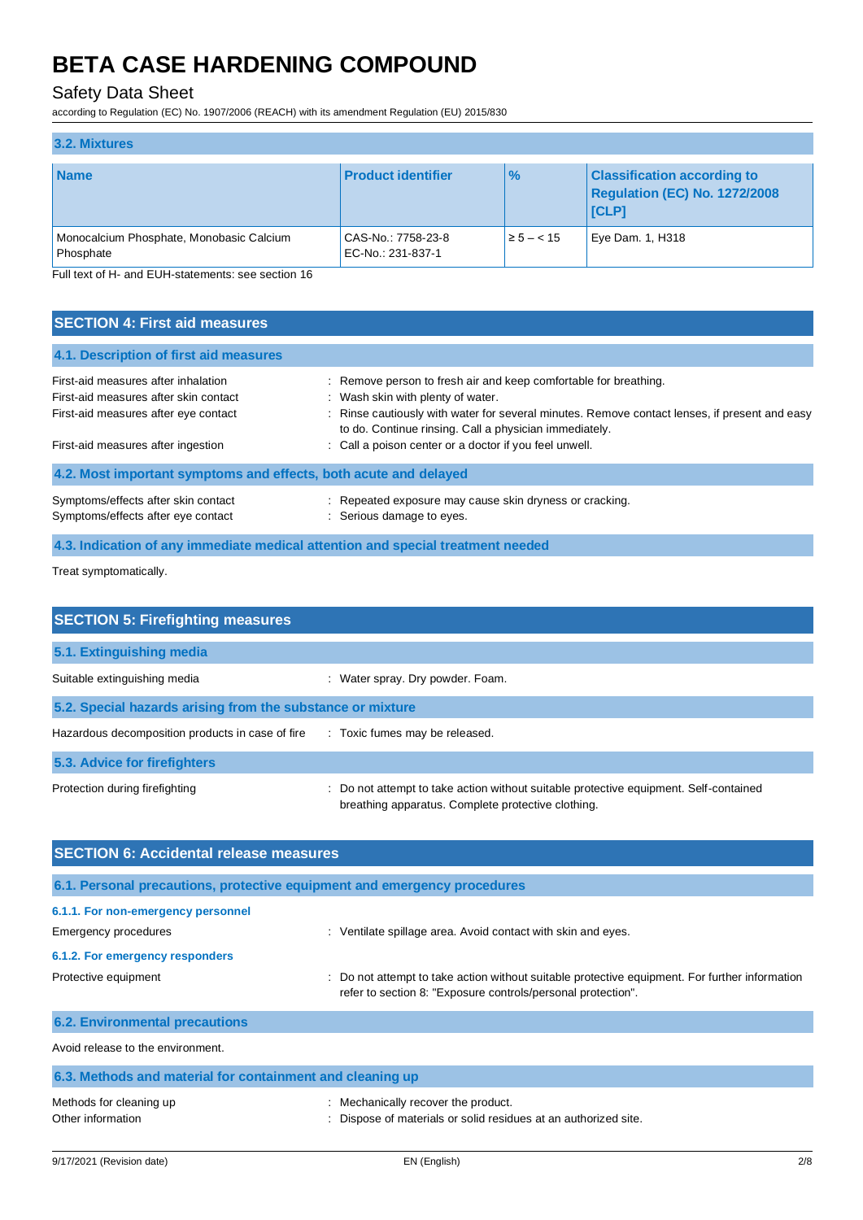### 3.2. Mixtures

| Name | Product identifier | % | Classification according to Regulation (EC) No. 1272/2008 [CLP] |
|---|---|---|---|
| Monocalcium Phosphate, Monobasic Calcium Phosphate | CAS-No.: 7758-23-8<br>EC-No.: 231-837-1 | ≥ 5 – < 15 | Eye Dam. 1, H318 |

Full text of H- and EUH-statements: see section 16

## SECTION 4: First aid measures

### 4.1. Description of first aid measures

First-aid measures after inhalation : Remove person to fresh air and keep comfortable for breathing.

First-aid measures after skin contact : Wash skin with plenty of water.

First-aid measures after eye contact : Rinse cautiously with water for several minutes. Remove contact lenses, if present and easy to do. Continue rinsing. Call a physician immediately.

First-aid measures after ingestion : Call a poison center or a doctor if you feel unwell.

### 4.2. Most important symptoms and effects, both acute and delayed

Symptoms/effects after skin contact : Repeated exposure may cause skin dryness or cracking.

Symptoms/effects after eye contact : Serious damage to eyes.

### 4.3. Indication of any immediate medical attention and special treatment needed

Treat symptomatically.

## SECTION 5: Firefighting measures

### 5.1. Extinguishing media

Suitable extinguishing media : Water spray. Dry powder. Foam.

### 5.2. Special hazards arising from the substance or mixture

Hazardous decomposition products in case of fire : Toxic fumes may be released.

### 5.3. Advice for firefighters

Protection during firefighting : Do not attempt to take action without suitable protective equipment. Self-contained breathing apparatus. Complete protective clothing.

## SECTION 6: Accidental release measures

### 6.1. Personal precautions, protective equipment and emergency procedures

#### 6.1.1. For non-emergency personnel

Emergency procedures : Ventilate spillage area. Avoid contact with skin and eyes.

#### 6.1.2. For emergency responders

Protective equipment : Do not attempt to take action without suitable protective equipment. For further information refer to section 8: "Exposure controls/personal protection".

### 6.2. Environmental precautions

Avoid release to the environment.

### 6.3. Methods and material for containment and cleaning up

Methods for cleaning up : Mechanically recover the product.

Other information : Dispose of materials or solid residues at an authorized site.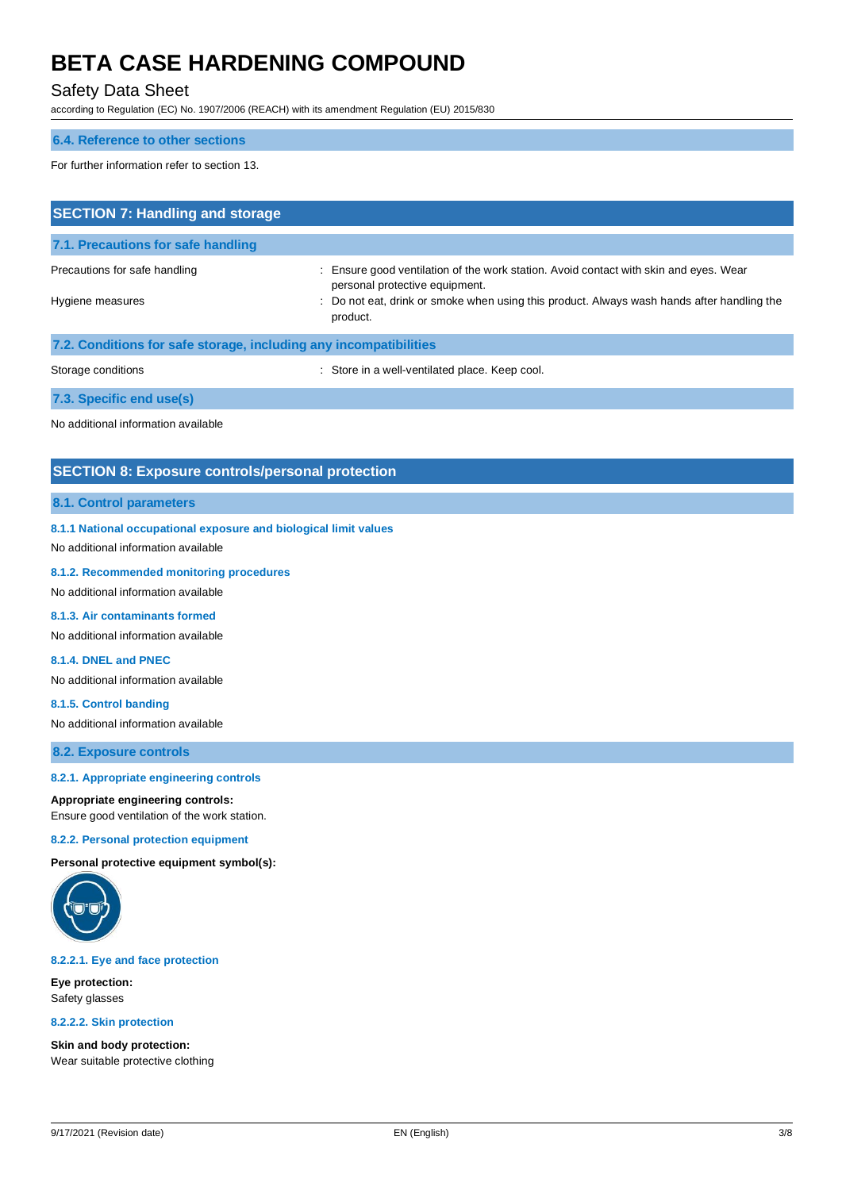### 6.4. Reference to other sections

For further information refer to section 13.

## SECTION 7: Handling and storage

### 7.1. Precautions for safe handling

Precautions for safe handling : Ensure good ventilation of the work station. Avoid contact with skin and eyes. Wear personal protective equipment.

Hygiene measures : Do not eat, drink or smoke when using this product. Always wash hands after handling the product.

### 7.2. Conditions for safe storage, including any incompatibilities

Storage conditions : Store in a well-ventilated place. Keep cool.

### 7.3. Specific end use(s)

No additional information available

## SECTION 8: Exposure controls/personal protection

### 8.1. Control parameters

#### 8.1.1 National occupational exposure and biological limit values

No additional information available

#### 8.1.2. Recommended monitoring procedures

No additional information available

#### 8.1.3. Air contaminants formed

No additional information available

#### 8.1.4. DNEL and PNEC

No additional information available

#### 8.1.5. Control banding

No additional information available

### 8.2. Exposure controls

#### 8.2.1. Appropriate engineering controls

**Appropriate engineering controls:**
Ensure good ventilation of the work station.

#### 8.2.2. Personal protection equipment

**Personal protective equipment symbol(s):**

#### 8.2.2.1. Eye and face protection

**Eye protection:**
Safety glasses

#### 8.2.2.2. Skin protection

**Skin and body protection:**
Wear suitable protective clothing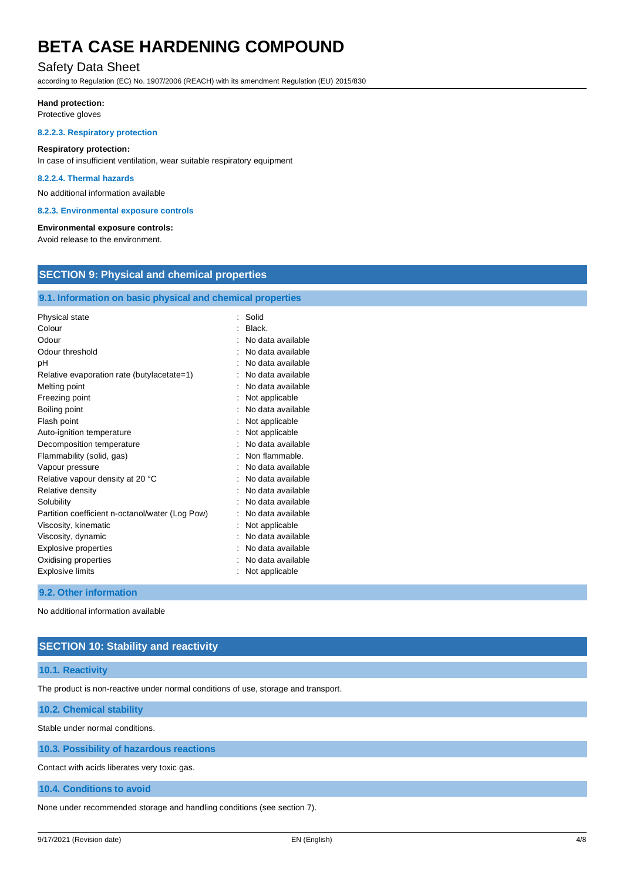**Hand protection:**

Protective gloves

#### 8.2.2.3. Respiratory protection

**Respiratory protection:**

In case of insufficient ventilation, wear suitable respiratory equipment

#### 8.2.2.4. Thermal hazards

No additional information available

#### 8.2.3. Environmental exposure controls

**Environmental exposure controls:**

Avoid release to the environment.

## SECTION 9: Physical and chemical properties

### 9.1. Information on basic physical and chemical properties

| | |
|---|---|
| Physical state | : Solid |
| Colour | : Black. |
| Odour | : No data available |
| Odour threshold | : No data available |
| pH | : No data available |
| Relative evaporation rate (butylacetate=1) | : No data available |
| Melting point | : No data available |
| Freezing point | : Not applicable |
| Boiling point | : No data available |
| Flash point | : Not applicable |
| Auto-ignition temperature | : Not applicable |
| Decomposition temperature | : No data available |
| Flammability (solid, gas) | : Non flammable. |
| Vapour pressure | : No data available |
| Relative vapour density at 20 °C | : No data available |
| Relative density | : No data available |
| Solubility | : No data available |
| Partition coefficient n-octanol/water (Log Pow) | : No data available |
| Viscosity, kinematic | : Not applicable |
| Viscosity, dynamic | : No data available |
| Explosive properties | : No data available |
| Oxidising properties | : No data available |
| Explosive limits | : Not applicable |

### 9.2. Other information

No additional information available

## SECTION 10: Stability and reactivity

### 10.1. Reactivity

The product is non-reactive under normal conditions of use, storage and transport.

### 10.2. Chemical stability

Stable under normal conditions.

### 10.3. Possibility of hazardous reactions

Contact with acids liberates very toxic gas.

### 10.4. Conditions to avoid

None under recommended storage and handling conditions (see section 7).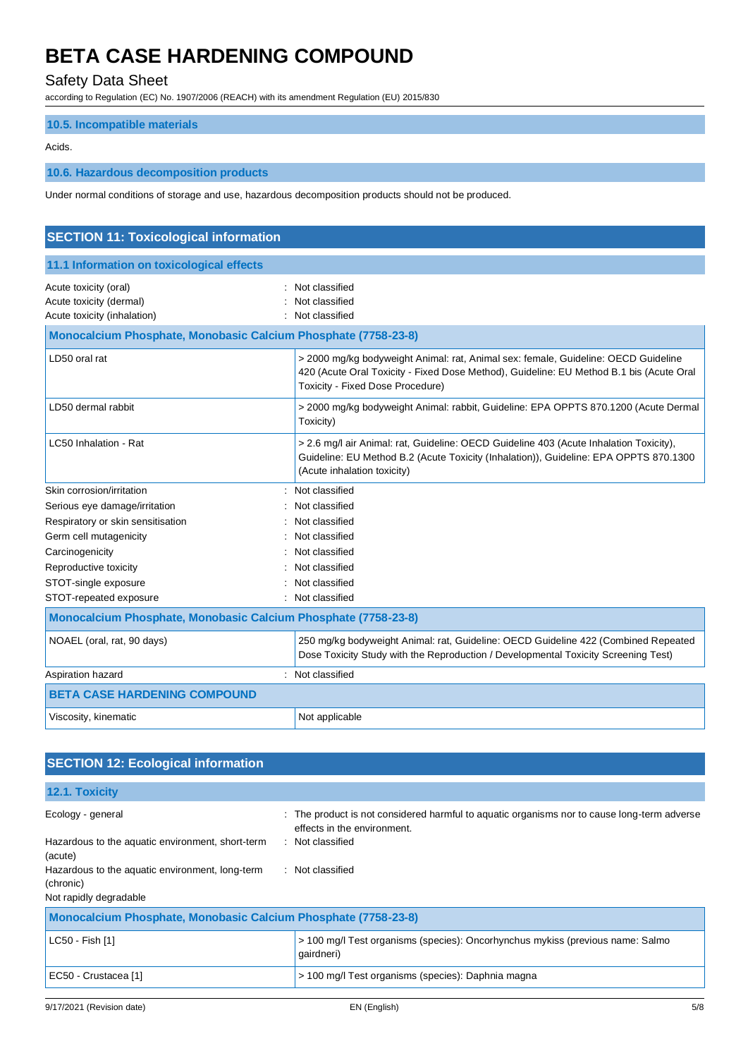### 10.5. Incompatible materials

Acids.

### 10.6. Hazardous decomposition products

Under normal conditions of storage and use, hazardous decomposition products should not be produced.

## SECTION 11: Toxicological information

### 11.1 Information on toxicological effects

| | |
|---|---|
| Acute toxicity (oral) | : Not classified |
| Acute toxicity (dermal) | : Not classified |
| Acute toxicity (inhalation) | : Not classified |

| Monocalcium Phosphate, Monobasic Calcium Phosphate (7758-23-8) | |
|---|---|
| LD50 oral rat | > 2000 mg/kg bodyweight Animal: rat, Animal sex: female, Guideline: OECD Guideline 420 (Acute Oral Toxicity - Fixed Dose Method), Guideline: EU Method B.1 bis (Acute Oral Toxicity - Fixed Dose Procedure) |
| LD50 dermal rabbit | > 2000 mg/kg bodyweight Animal: rabbit, Guideline: EPA OPPTS 870.1200 (Acute Dermal Toxicity) |
| LC50 Inhalation - Rat | > 2.6 mg/l air Animal: rat, Guideline: OECD Guideline 403 (Acute Inhalation Toxicity), Guideline: EU Method B.2 (Acute Toxicity (Inhalation)), Guideline: EPA OPPTS 870.1300 (Acute inhalation toxicity) |

| | |
|---|---|
| Skin corrosion/irritation | : Not classified |
| Serious eye damage/irritation | : Not classified |
| Respiratory or skin sensitisation | : Not classified |
| Germ cell mutagenicity | : Not classified |
| Carcinogenicity | : Not classified |
| Reproductive toxicity | : Not classified |
| STOT-single exposure | : Not classified |
| STOT-repeated exposure | : Not classified |

| Monocalcium Phosphate, Monobasic Calcium Phosphate (7758-23-8) | |
|---|---|
| NOAEL (oral, rat, 90 days) | 250 mg/kg bodyweight Animal: rat, Guideline: OECD Guideline 422 (Combined Repeated Dose Toxicity Study with the Reproduction / Developmental Toxicity Screening Test) |

| | |
|---|---|
| Aspiration hazard | : Not classified |

| BETA CASE HARDENING COMPOUND | |
|---|---|
| Viscosity, kinematic | Not applicable |

## SECTION 12: Ecological information

### 12.1. Toxicity

| | |
|---|---|
| Ecology - general | : The product is not considered harmful to aquatic organisms nor to cause long-term adverse effects in the environment. |
| Hazardous to the aquatic environment, short-term (acute) | : Not classified |
| Hazardous to the aquatic environment, long-term (chronic) | : Not classified |

Not rapidly degradable

| Monocalcium Phosphate, Monobasic Calcium Phosphate (7758-23-8) | |
|---|---|
| LC50 - Fish [1] | > 100 mg/l Test organisms (species): Oncorhynchus mykiss (previous name: Salmo gairdneri) |
| EC50 - Crustacea [1] | > 100 mg/l Test organisms (species): Daphnia magna |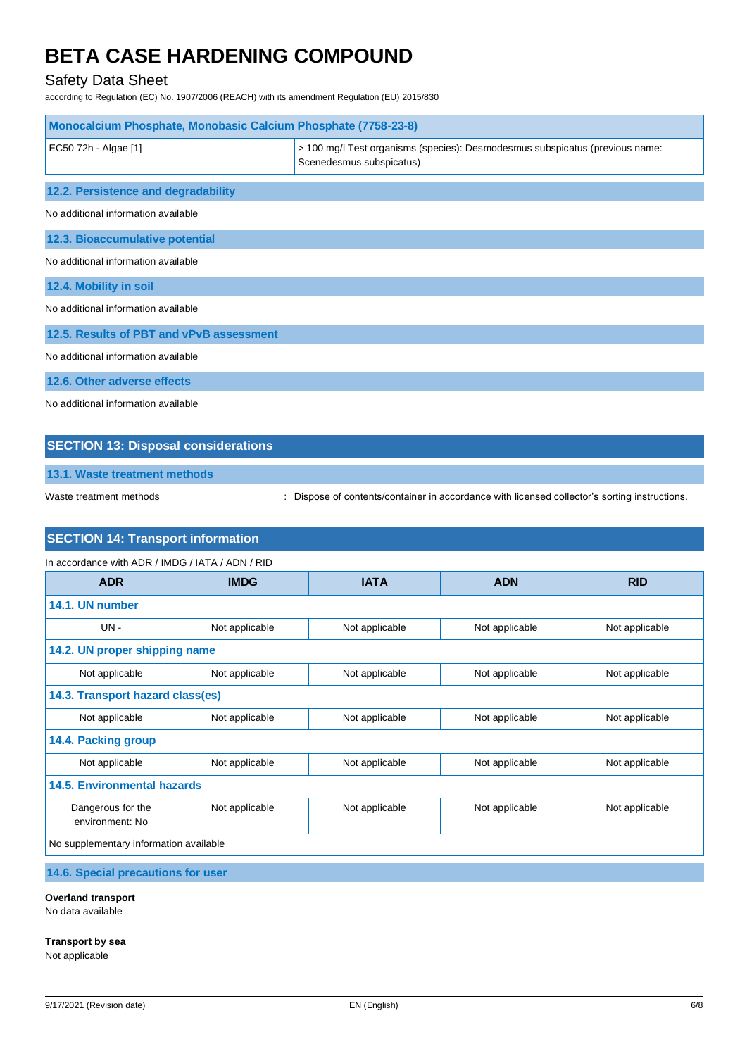| Monocalcium Phosphate, Monobasic Calcium Phosphate (7758-23-8) | |
|---|---|
| EC50 72h - Algae [1] | > 100 mg/l Test organisms (species): Desmodesmus subspicatus (previous name: Scenedesmus subspicatus) |

### 12.2. Persistence and degradability

No additional information available

### 12.3. Bioaccumulative potential

No additional information available

### 12.4. Mobility in soil

No additional information available

### 12.5. Results of PBT and vPvB assessment

No additional information available

### 12.6. Other adverse effects

No additional information available

## SECTION 13: Disposal considerations

### 13.1. Waste treatment methods

Waste treatment methods : Dispose of contents/container in accordance with licensed collector's sorting instructions.

## SECTION 14: Transport information

In accordance with ADR / IMDG / IATA / ADN / RID

| ADR | IMDG | IATA | ADN | RID |
|---|---|---|---|---|
| **14.1. UN number** | | | | |
| UN - | Not applicable | Not applicable | Not applicable | Not applicable |
| **14.2. UN proper shipping name** | | | | |
| Not applicable | Not applicable | Not applicable | Not applicable | Not applicable |
| **14.3. Transport hazard class(es)** | | | | |
| Not applicable | Not applicable | Not applicable | Not applicable | Not applicable |
| **14.4. Packing group** | | | | |
| Not applicable | Not applicable | Not applicable | Not applicable | Not applicable |
| **14.5. Environmental hazards** | | | | |
| Dangerous for the environment: No | Not applicable | Not applicable | Not applicable | Not applicable |
| No supplementary information available | | | | |

### 14.6. Special precautions for user

**Overland transport**
No data available

**Transport by sea**
Not applicable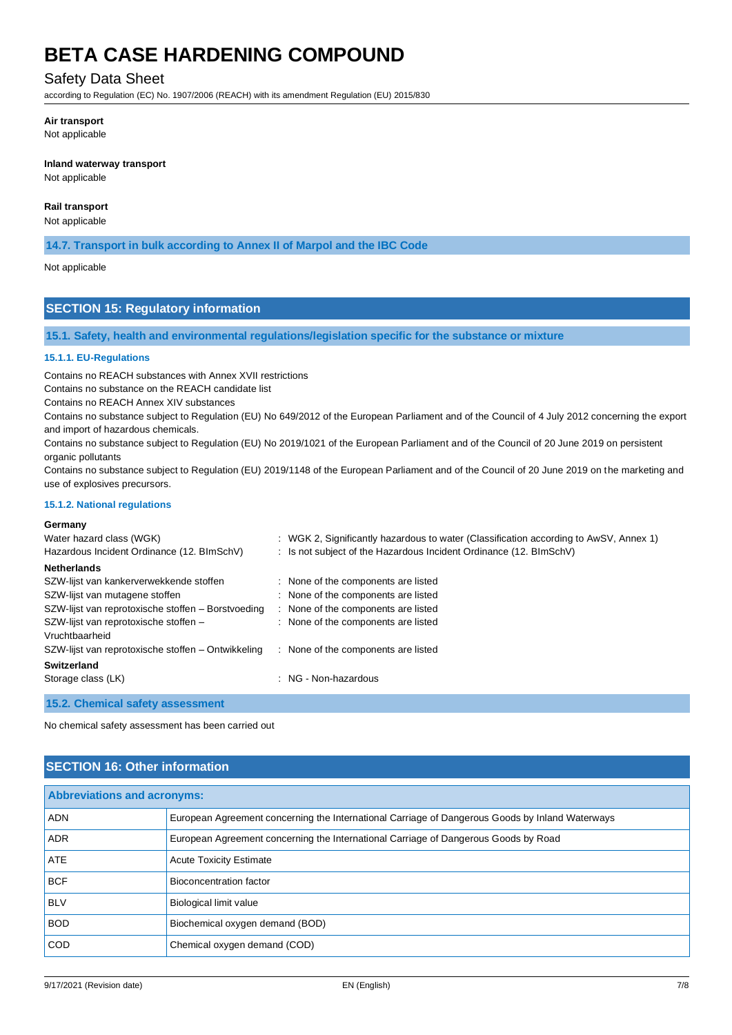**Air transport**

Not applicable

**Inland waterway transport**

Not applicable

**Rail transport**

Not applicable

### 14.7. Transport in bulk according to Annex II of Marpol and the IBC Code

Not applicable

## SECTION 15: Regulatory information

### 15.1. Safety, health and environmental regulations/legislation specific for the substance or mixture

#### 15.1.1. EU-Regulations

Contains no REACH substances with Annex XVII restrictions

Contains no substance on the REACH candidate list

Contains no REACH Annex XIV substances

Contains no substance subject to Regulation (EU) No 649/2012 of the European Parliament and of the Council of 4 July 2012 concerning the export and import of hazardous chemicals.

Contains no substance subject to Regulation (EU) No 2019/1021 of the European Parliament and of the Council of 20 June 2019 on persistent organic pollutants

Contains no substance subject to Regulation (EU) 2019/1148 of the European Parliament and of the Council of 20 June 2019 on the marketing and use of explosives precursors.

#### 15.1.2. National regulations

**Germany**

Water hazard class (WGK) : WGK 2, Significantly hazardous to water (Classification according to AwSV, Annex 1)

Hazardous Incident Ordinance (12. BImSchV) : Is not subject of the Hazardous Incident Ordinance (12. BImSchV)

**Netherlands**

SZW-lijst van kankerverwekkende stoffen : None of the components are listed

SZW-lijst van mutagene stoffen : None of the components are listed

SZW-lijst van reprotoxische stoffen – Borstvoeding : None of the components are listed

SZW-lijst van reprotoxische stoffen – Vruchtbaarheid : None of the components are listed

SZW-lijst van reprotoxische stoffen – Ontwikkeling : None of the components are listed

**Switzerland**

Storage class (LK) : NG - Non-hazardous

### 15.2. Chemical safety assessment

No chemical safety assessment has been carried out

## SECTION 16: Other information

| Abbreviations and acronyms: | |
|---|---|
| ADN | European Agreement concerning the International Carriage of Dangerous Goods by Inland Waterways |
| ADR | European Agreement concerning the International Carriage of Dangerous Goods by Road |
| ATE | Acute Toxicity Estimate |
| BCF | Bioconcentration factor |
| BLV | Biological limit value |
| BOD | Biochemical oxygen demand (BOD) |
| COD | Chemical oxygen demand (COD) |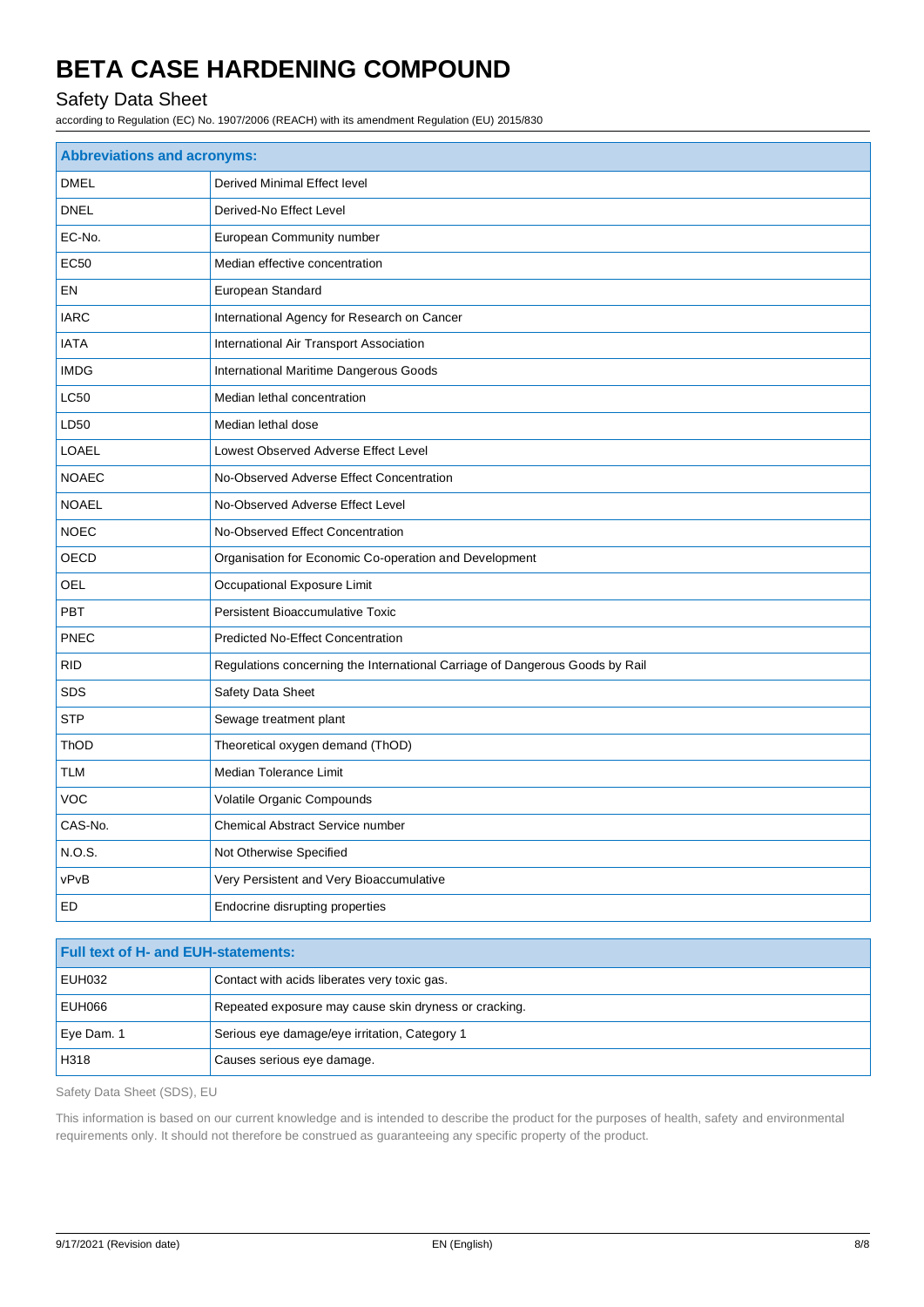| Abbreviations and acronyms: | |
| --- | --- |
| DMEL | Derived Minimal Effect level |
| DNEL | Derived-No Effect Level |
| EC-No. | European Community number |
| EC50 | Median effective concentration |
| EN | European Standard |
| IARC | International Agency for Research on Cancer |
| IATA | International Air Transport Association |
| IMDG | International Maritime Dangerous Goods |
| LC50 | Median lethal concentration |
| LD50 | Median lethal dose |
| LOAEL | Lowest Observed Adverse Effect Level |
| NOAEC | No-Observed Adverse Effect Concentration |
| NOAEL | No-Observed Adverse Effect Level |
| NOEC | No-Observed Effect Concentration |
| OECD | Organisation for Economic Co-operation and Development |
| OEL | Occupational Exposure Limit |
| PBT | Persistent Bioaccumulative Toxic |
| PNEC | Predicted No-Effect Concentration |
| RID | Regulations concerning the International Carriage of Dangerous Goods by Rail |
| SDS | Safety Data Sheet |
| STP | Sewage treatment plant |
| ThOD | Theoretical oxygen demand (ThOD) |
| TLM | Median Tolerance Limit |
| VOC | Volatile Organic Compounds |
| CAS-No. | Chemical Abstract Service number |
| N.O.S. | Not Otherwise Specified |
| vPvB | Very Persistent and Very Bioaccumulative |
| ED | Endocrine disrupting properties |

| Full text of H- and EUH-statements: | |
| --- | --- |
| EUH032 | Contact with acids liberates very toxic gas. |
| EUH066 | Repeated exposure may cause skin dryness or cracking. |
| Eye Dam. 1 | Serious eye damage/eye irritation, Category 1 |
| H318 | Causes serious eye damage. |

Safety Data Sheet (SDS), EU

This information is based on our current knowledge and is intended to describe the product for the purposes of health, safety and environmental requirements only. It should not therefore be construed as guaranteeing any specific property of the product.